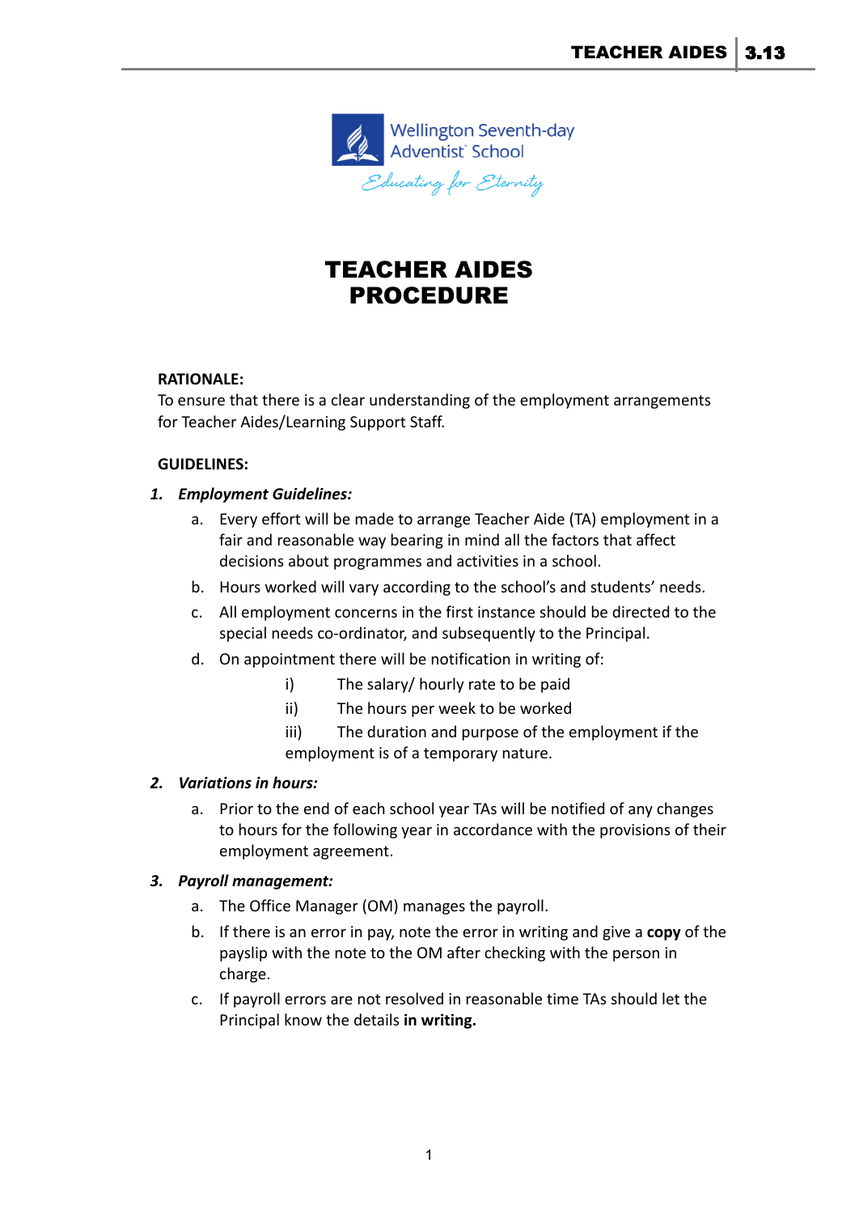Wellington Seventh-day Adventist School

*Educating for Eternity*

# TEACHER AIDES PROCEDURE

**RATIONALE:**
To ensure that there is a clear understanding of the employment arrangements for Teacher Aides/Learning Support Staff.

**GUIDELINES:**

1. ***Employment Guidelines:***
   a. Every effort will be made to arrange Teacher Aide (TA) employment in a fair and reasonable way bearing in mind all the factors that affect decisions about programmes and activities in a school.
   b. Hours worked will vary according to the school's and students' needs.
   c. All employment concerns in the first instance should be directed to the special needs co-ordinator, and subsequently to the Principal.
   d. On appointment there will be notification in writing of:
      i) The salary/ hourly rate to be paid
      ii) The hours per week to be worked
      iii) The duration and purpose of the employment if the employment is of a temporary nature.

2. ***Variations in hours:***
   a. Prior to the end of each school year TAs will be notified of any changes to hours for the following year in accordance with the provisions of their employment agreement.

3. ***Payroll management:***
   a. The Office Manager (OM) manages the payroll.
   b. If there is an error in pay, note the error in writing and give a **copy** of the payslip with the note to the OM after checking with the person in charge.
   c. If payroll errors are not resolved in reasonable time TAs should let the Principal know the details **in writing.**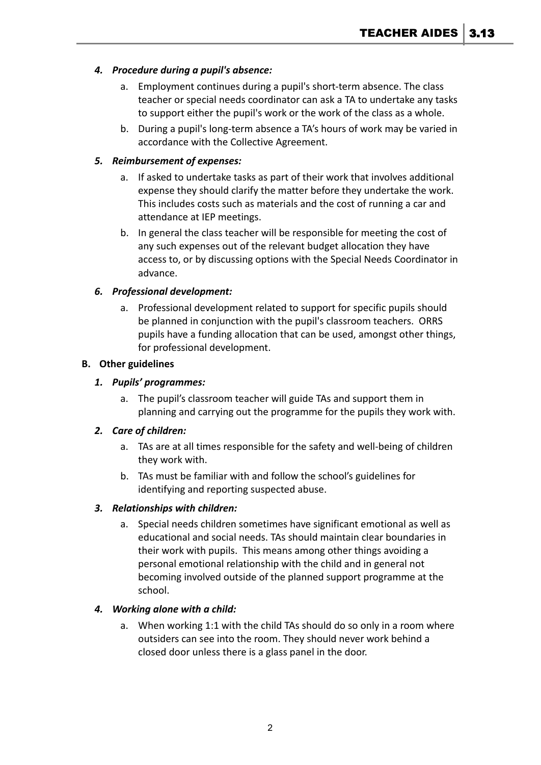4. ***Procedure during a pupil's absence:***
    a. Employment continues during a pupil's short-term absence. The class teacher or special needs coordinator can ask a TA to undertake any tasks to support either the pupil's work or the work of the class as a whole.
    b. During a pupil's long-term absence a TA's hours of work may be varied in accordance with the Collective Agreement.

5. ***Reimbursement of expenses:***
    a. If asked to undertake tasks as part of their work that involves additional expense they should clarify the matter before they undertake the work. This includes costs such as materials and the cost of running a car and attendance at IEP meetings.
    b. In general the class teacher will be responsible for meeting the cost of any such expenses out of the relevant budget allocation they have access to, or by discussing options with the Special Needs Coordinator in advance.

6. ***Professional development:***
    a. Professional development related to support for specific pupils should be planned in conjunction with the pupil's classroom teachers. ORRS pupils have a funding allocation that can be used, amongst other things, for professional development.

**B. Other guidelines**

1. ***Pupils' programmes:***
    a. The pupil's classroom teacher will guide TAs and support them in planning and carrying out the programme for the pupils they work with.

2. ***Care of children:***
    a. TAs are at all times responsible for the safety and well-being of children they work with.
    b. TAs must be familiar with and follow the school's guidelines for identifying and reporting suspected abuse.

3. ***Relationships with children:***
    a. Special needs children sometimes have significant emotional as well as educational and social needs. TAs should maintain clear boundaries in their work with pupils. This means among other things avoiding a personal emotional relationship with the child and in general not becoming involved outside of the planned support programme at the school.

4. ***Working alone with a child:***
    a. When working 1:1 with the child TAs should do so only in a room where outsiders can see into the room. They should never work behind a closed door unless there is a glass panel in the door.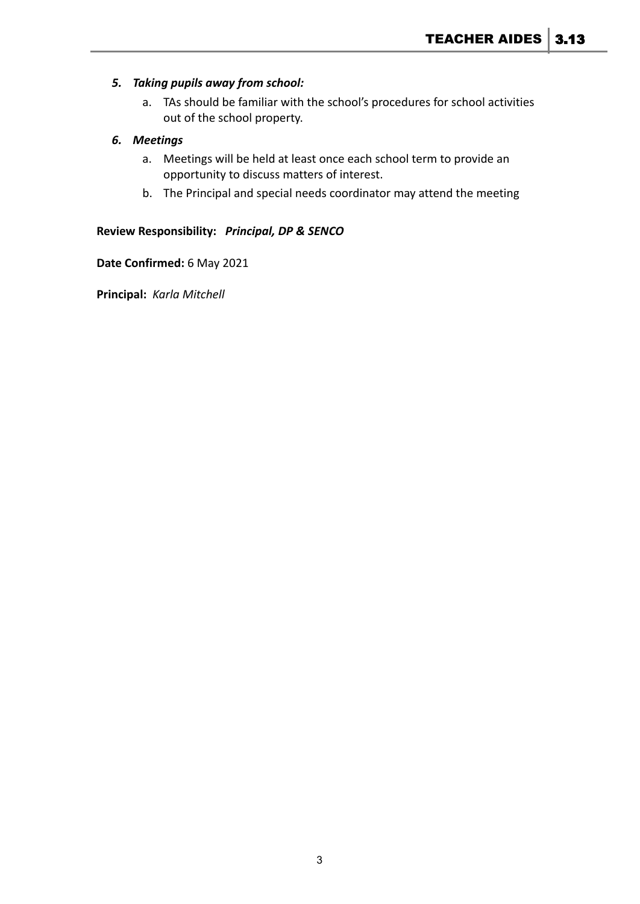5. ***Taking pupils away from school:***
    a. TAs should be familiar with the school's procedures for school activities out of the school property.

6. ***Meetings***
    a. Meetings will be held at least once each school term to provide an opportunity to discuss matters of interest.
    b. The Principal and special needs coordinator may attend the meeting

**Review Responsibility:** ***Principal, DP & SENCO***

**Date Confirmed:** 6 May 2021

**Principal:** *Karla Mitchell*